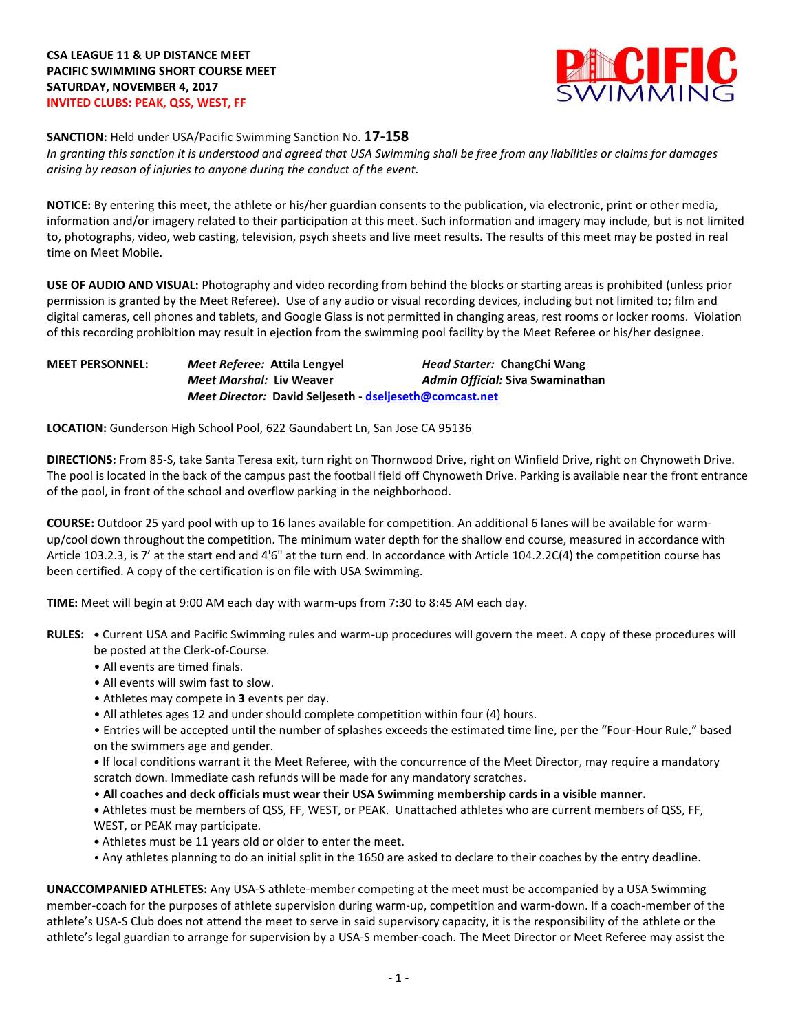**CSA LEAGUE 11 & UP DISTANCE MEET**
**PACIFIC SWIMMING SHORT COURSE MEET**
**SATURDAY, NOVEMBER 4, 2017**
**INVITED CLUBS: PEAK, QSS, WEST, FF**

**SANCTION:** Held under USA/Pacific Swimming Sanction No. **17-158**
*In granting this sanction it is understood and agreed that USA Swimming shall be free from any liabilities or claims for damages arising by reason of injuries to anyone during the conduct of the event.*

**NOTICE:** By entering this meet, the athlete or his/her guardian consents to the publication, via electronic, print or other media, information and/or imagery related to their participation at this meet. Such information and imagery may include, but is not limited to, photographs, video, web casting, television, psych sheets and live meet results. The results of this meet may be posted in real time on Meet Mobile.

**USE OF AUDIO AND VISUAL:** Photography and video recording from behind the blocks or starting areas is prohibited (unless prior permission is granted by the Meet Referee). Use of any audio or visual recording devices, including but not limited to; film and digital cameras, cell phones and tablets, and Google Glass is not permitted in changing areas, rest rooms or locker rooms. Violation of this recording prohibition may result in ejection from the swimming pool facility by the Meet Referee or his/her designee.

**MEET PERSONNEL:** ***Meet Referee:*** **Attila Lengyel** ***Head Starter:*** **ChangChi Wang**
***Meet Marshal:*** **Liv Weaver** ***Admin Official:*** **Siva Swaminathan**
***Meet Director:*** **David Seljeseth - dseljeseth@comcast.net**

**LOCATION:** Gunderson High School Pool, 622 Gaundabert Ln, San Jose CA 95136

**DIRECTIONS:** From 85-S, take Santa Teresa exit, turn right on Thornwood Drive, right on Winfield Drive, right on Chynoweth Drive. The pool is located in the back of the campus past the football field off Chynoweth Drive. Parking is available near the front entrance of the pool, in front of the school and overflow parking in the neighborhood.

**COURSE:** Outdoor 25 yard pool with up to 16 lanes available for competition. An additional 6 lanes will be available for warm-up/cool down throughout the competition. The minimum water depth for the shallow end course, measured in accordance with Article 103.2.3, is 7' at the start end and 4'6" at the turn end. In accordance with Article 104.2.2C(4) the competition course has been certified. A copy of the certification is on file with USA Swimming.

**TIME:** Meet will begin at 9:00 AM each day with warm-ups from 7:30 to 8:45 AM each day.

**RULES:**
- Current USA and Pacific Swimming rules and warm-up procedures will govern the meet. A copy of these procedures will be posted at the Clerk-of-Course.
- All events are timed finals.
- All events will swim fast to slow.
- Athletes may compete in **3** events per day.
- All athletes ages 12 and under should complete competition within four (4) hours.
- Entries will be accepted until the number of splashes exceeds the estimated time line, per the "Four-Hour Rule," based on the swimmers age and gender.
- If local conditions warrant it the Meet Referee, with the concurrence of the Meet Director, may require a mandatory scratch down. Immediate cash refunds will be made for any mandatory scratches.
- **All coaches and deck officials must wear their USA Swimming membership cards in a visible manner.**
- Athletes must be members of QSS, FF, WEST, or PEAK. Unattached athletes who are current members of QSS, FF, WEST, or PEAK may participate.
- Athletes must be 11 years old or older to enter the meet.
- Any athletes planning to do an initial split in the 1650 are asked to declare to their coaches by the entry deadline.

**UNACCOMPANIED ATHLETES:** Any USA-S athlete-member competing at the meet must be accompanied by a USA Swimming member-coach for the purposes of athlete supervision during warm-up, competition and warm-down. If a coach-member of the athlete's USA-S Club does not attend the meet to serve in said supervisory capacity, it is the responsibility of the athlete or the athlete's legal guardian to arrange for supervision by a USA-S member-coach. The Meet Director or Meet Referee may assist the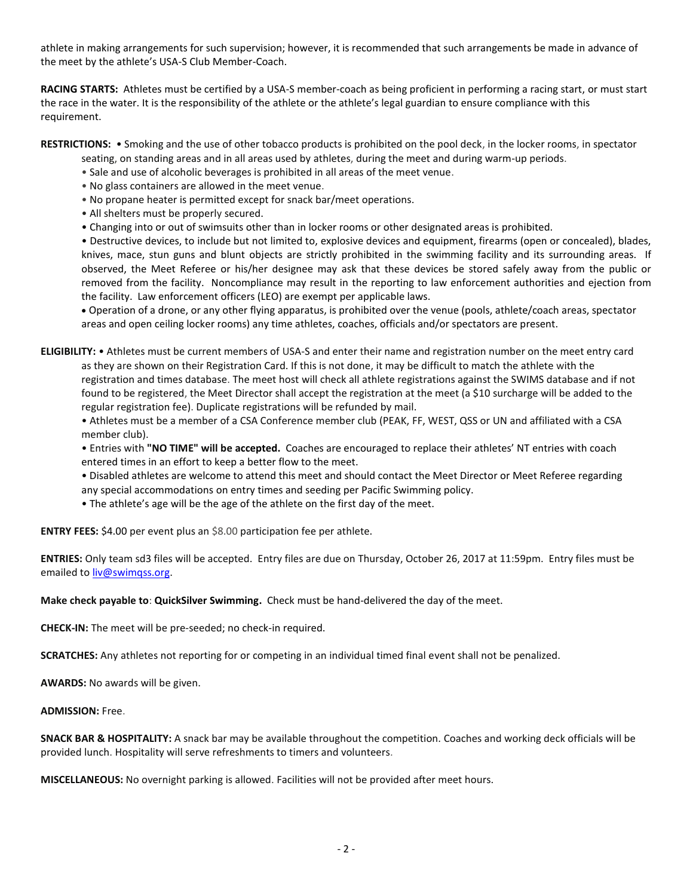athlete in making arrangements for such supervision; however, it is recommended that such arrangements be made in advance of the meet by the athlete's USA-S Club Member-Coach.

**RACING STARTS:** Athletes must be certified by a USA-S member-coach as being proficient in performing a racing start, or must start the race in the water. It is the responsibility of the athlete or the athlete's legal guardian to ensure compliance with this requirement.

**RESTRICTIONS:** • Smoking and the use of other tobacco products is prohibited on the pool deck, in the locker rooms, in spectator seating, on standing areas and in all areas used by athletes, during the meet and during warm-up periods.
- Sale and use of alcoholic beverages is prohibited in all areas of the meet venue.
- No glass containers are allowed in the meet venue.
- No propane heater is permitted except for snack bar/meet operations.
- All shelters must be properly secured.
- Changing into or out of swimsuits other than in locker rooms or other designated areas is prohibited.
- Destructive devices, to include but not limited to, explosive devices and equipment, firearms (open or concealed), blades, knives, mace, stun guns and blunt objects are strictly prohibited in the swimming facility and its surrounding areas. If observed, the Meet Referee or his/her designee may ask that these devices be stored safely away from the public or removed from the facility. Noncompliance may result in the reporting to law enforcement authorities and ejection from the facility. Law enforcement officers (LEO) are exempt per applicable laws.
- Operation of a drone, or any other flying apparatus, is prohibited over the venue (pools, athlete/coach areas, spectator areas and open ceiling locker rooms) any time athletes, coaches, officials and/or spectators are present.

**ELIGIBILITY:** • Athletes must be current members of USA-S and enter their name and registration number on the meet entry card as they are shown on their Registration Card. If this is not done, it may be difficult to match the athlete with the registration and times database. The meet host will check all athlete registrations against the SWIMS database and if not found to be registered, the Meet Director shall accept the registration at the meet (a $10 surcharge will be added to the regular registration fee). Duplicate registrations will be refunded by mail.
- Athletes must be a member of a CSA Conference member club (PEAK, FF, WEST, QSS or UN and affiliated with a CSA member club).
- Entries with **"NO TIME" will be accepted.** Coaches are encouraged to replace their athletes' NT entries with coach entered times in an effort to keep a better flow to the meet.
- Disabled athletes are welcome to attend this meet and should contact the Meet Director or Meet Referee regarding any special accommodations on entry times and seeding per Pacific Swimming policy.
- The athlete's age will be the age of the athlete on the first day of the meet.

**ENTRY FEES:** $4.00 per event plus an $8.00 participation fee per athlete.

**ENTRIES:** Only team sd3 files will be accepted. Entry files are due on Thursday, October 26, 2017 at 11:59pm. Entry files must be emailed to liv@swimqss.org.

**Make check payable to**: **QuickSilver Swimming.** Check must be hand-delivered the day of the meet.

**CHECK-IN:** The meet will be pre-seeded; no check-in required.

**SCRATCHES:** Any athletes not reporting for or competing in an individual timed final event shall not be penalized.

**AWARDS:** No awards will be given.

**ADMISSION:** Free.

**SNACK BAR & HOSPITALITY:** A snack bar may be available throughout the competition. Coaches and working deck officials will be provided lunch. Hospitality will serve refreshments to timers and volunteers.

**MISCELLANEOUS:** No overnight parking is allowed. Facilities will not be provided after meet hours.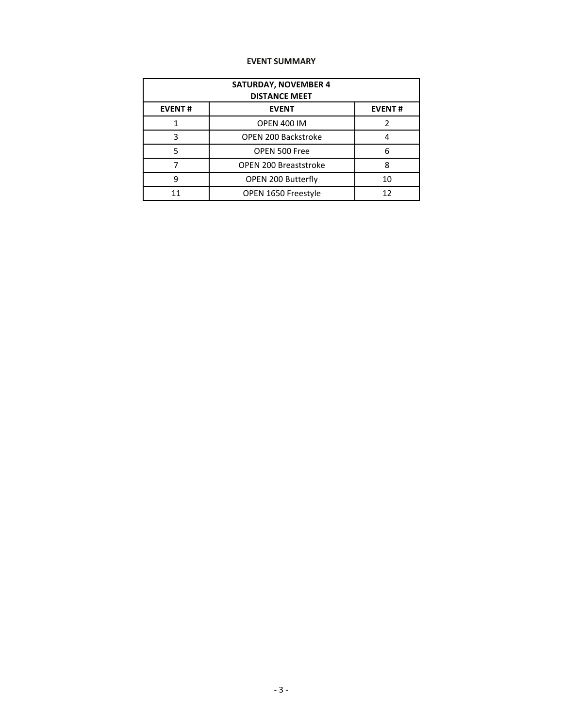**EVENT SUMMARY**

| SATURDAY, NOVEMBER 4<br>DISTANCE MEET | | |
|---|---|---|
| **EVENT #** | **EVENT** | **EVENT #** |
| 1 | OPEN 400 IM | 2 |
| 3 | OPEN 200 Backstroke | 4 |
| 5 | OPEN 500 Free | 6 |
| 7 | OPEN 200 Breaststroke | 8 |
| 9 | OPEN 200 Butterfly | 10 |
| 11 | OPEN 1650 Freestyle | 12 |